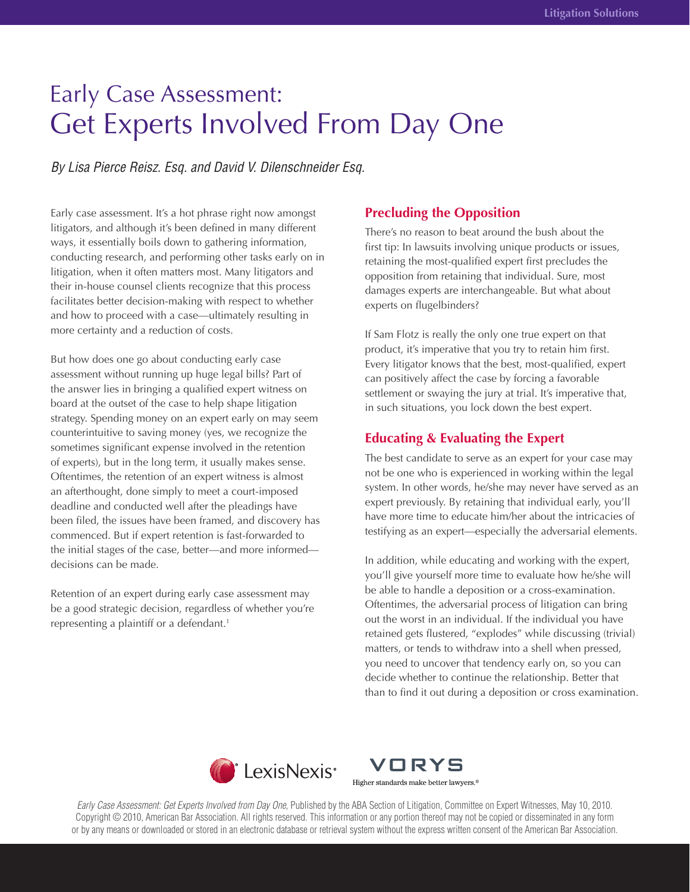# Early Case Assessment: Get Experts Involved From Day One

*By Lisa Pierce Reisz. Esq. and David V. Dilenschneider Esq.*

Early case assessment. It's a hot phrase right now amongst litigators, and although it's been defined in many different ways, it essentially boils down to gathering information, conducting research, and performing other tasks early on in litigation, when it often matters most. Many litigators and their in-house counsel clients recognize that this process facilitates better decision-making with respect to whether and how to proceed with a case—ultimately resulting in more certainty and a reduction of costs.

But how does one go about conducting early case assessment without running up huge legal bills? Part of the answer lies in bringing a qualified expert witness on board at the outset of the case to help shape litigation strategy. Spending money on an expert early on may seem counterintuitive to saving money (yes, we recognize the sometimes significant expense involved in the retention of experts), but in the long term, it usually makes sense. Oftentimes, the retention of an expert witness is almost an afterthought, done simply to meet a court-imposed deadline and conducted well after the pleadings have been filed, the issues have been framed, and discovery has commenced. But if expert retention is fast-forwarded to the initial stages of the case, better—and more informed—decisions can be made.

Retention of an expert during early case assessment may be a good strategic decision, regardless of whether you're representing a plaintiff or a defendant.[1]

## Precluding the Opposition

There's no reason to beat around the bush about the first tip: In lawsuits involving unique products or issues, retaining the most-qualified expert first precludes the opposition from retaining that individual. Sure, most damages experts are interchangeable. But what about experts on flugelbinders?

If Sam Flotz is really the only one true expert on that product, it's imperative that you try to retain him first. Every litigator knows that the best, most-qualified, expert can positively affect the case by forcing a favorable settlement or swaying the jury at trial. It's imperative that, in such situations, you lock down the best expert.

## Educating & Evaluating the Expert

The best candidate to serve as an expert for your case may not be one who is experienced in working within the legal system. In other words, he/she may never have served as an expert previously. By retaining that individual early, you'll have more time to educate him/her about the intricacies of testifying as an expert—especially the adversarial elements.

In addition, while educating and working with the expert, you'll give yourself more time to evaluate how he/she will be able to handle a deposition or a cross-examination. Oftentimes, the adversarial process of litigation can bring out the worst in an individual. If the individual you have retained gets flustered, "explodes" while discussing (trivial) matters, or tends to withdraw into a shell when pressed, you need to uncover that tendency early on, so you can decide whether to continue the relationship. Better that than to find it out during a deposition or cross examination.

*Early Case Assessment: Get Experts Involved from Day One*, Published by the ABA Section of Litigation, Committee on Expert Witnesses, May 10, 2010. Copyright © 2010, American Bar Association. All rights reserved. This information or any portion thereof may not be copied or disseminated in any form or by any means or downloaded or stored in an electronic database or retrieval system without the express written consent of the American Bar Association.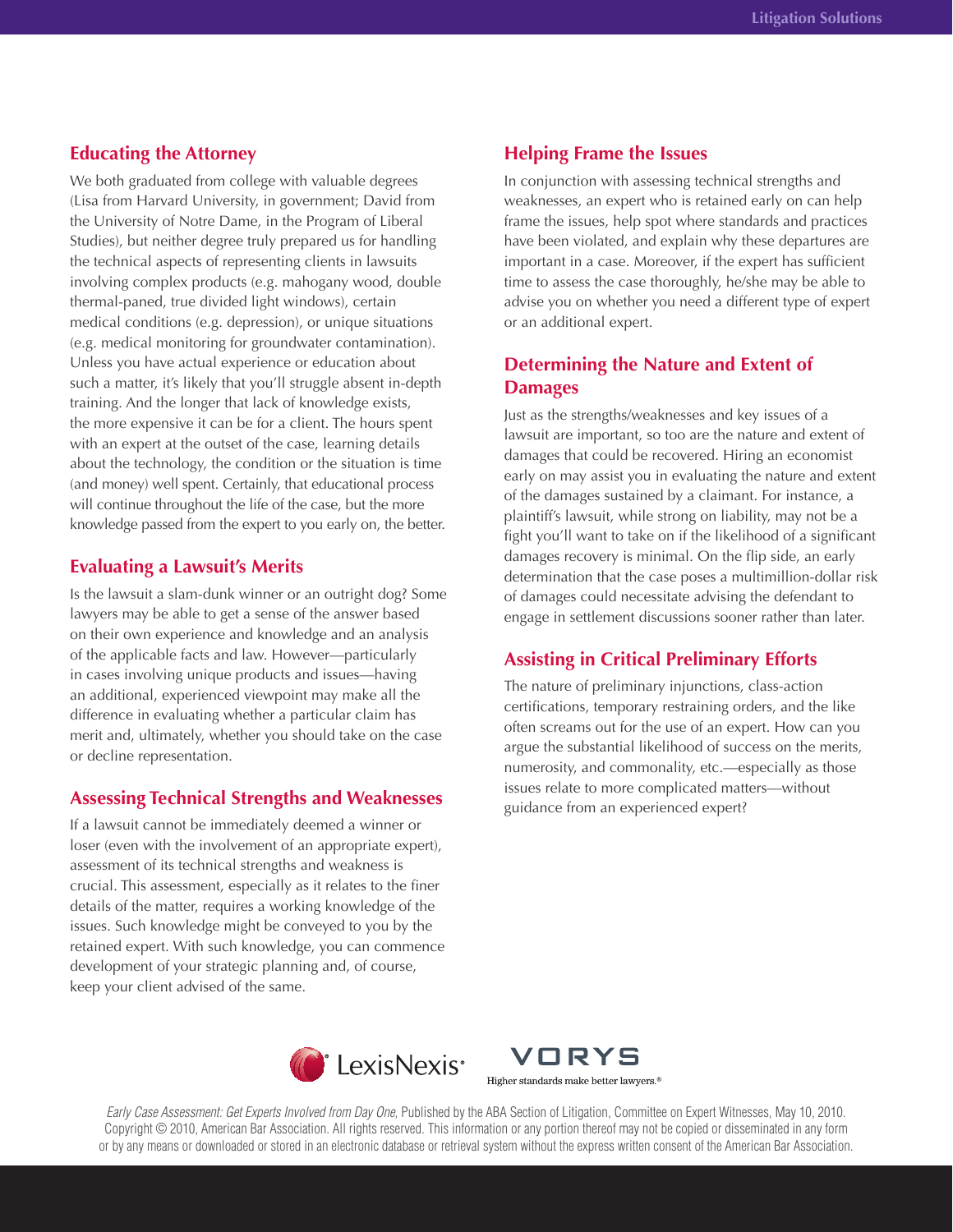## Educating the Attorney

We both graduated from college with valuable degrees (Lisa from Harvard University, in government; David from the University of Notre Dame, in the Program of Liberal Studies), but neither degree truly prepared us for handling the technical aspects of representing clients in lawsuits involving complex products (e.g. mahogany wood, double thermal-paned, true divided light windows), certain medical conditions (e.g. depression), or unique situations (e.g. medical monitoring for groundwater contamination). Unless you have actual experience or education about such a matter, it's likely that you'll struggle absent in-depth training. And the longer that lack of knowledge exists, the more expensive it can be for a client. The hours spent with an expert at the outset of the case, learning details about the technology, the condition or the situation is time (and money) well spent. Certainly, that educational process will continue throughout the life of the case, but the more knowledge passed from the expert to you early on, the better.

## Evaluating a Lawsuit's Merits

Is the lawsuit a slam-dunk winner or an outright dog? Some lawyers may be able to get a sense of the answer based on their own experience and knowledge and an analysis of the applicable facts and law. However—particularly in cases involving unique products and issues—having an additional, experienced viewpoint may make all the difference in evaluating whether a particular claim has merit and, ultimately, whether you should take on the case or decline representation.

## Assessing Technical Strengths and Weaknesses

If a lawsuit cannot be immediately deemed a winner or loser (even with the involvement of an appropriate expert), assessment of its technical strengths and weakness is crucial. This assessment, especially as it relates to the finer details of the matter, requires a working knowledge of the issues. Such knowledge might be conveyed to you by the retained expert. With such knowledge, you can commence development of your strategic planning and, of course, keep your client advised of the same.

## Helping Frame the Issues

In conjunction with assessing technical strengths and weaknesses, an expert who is retained early on can help frame the issues, help spot where standards and practices have been violated, and explain why these departures are important in a case. Moreover, if the expert has sufficient time to assess the case thoroughly, he/she may be able to advise you on whether you need a different type of expert or an additional expert.

## Determining the Nature and Extent of Damages

Just as the strengths/weaknesses and key issues of a lawsuit are important, so too are the nature and extent of damages that could be recovered. Hiring an economist early on may assist you in evaluating the nature and extent of the damages sustained by a claimant. For instance, a plaintiff's lawsuit, while strong on liability, may not be a fight you'll want to take on if the likelihood of a significant damages recovery is minimal. On the flip side, an early determination that the case poses a multimillion-dollar risk of damages could necessitate advising the defendant to engage in settlement discussions sooner rather than later.

## Assisting in Critical Preliminary Efforts

The nature of preliminary injunctions, class-action certifications, temporary restraining orders, and the like often screams out for the use of an expert. How can you argue the substantial likelihood of success on the merits, numerosity, and commonality, etc.—especially as those issues relate to more complicated matters—without guidance from an experienced expert?

LexisNexis

VORYS

Higher standards make better lawyers.®

*Early Case Assessment: Get Experts Involved from Day One*, Published by the ABA Section of Litigation, Committee on Expert Witnesses, May 10, 2010. Copyright © 2010, American Bar Association. All rights reserved. This information or any portion thereof may not be copied or disseminated in any form or by any means or downloaded or stored in an electronic database or retrieval system without the express written consent of the American Bar Association.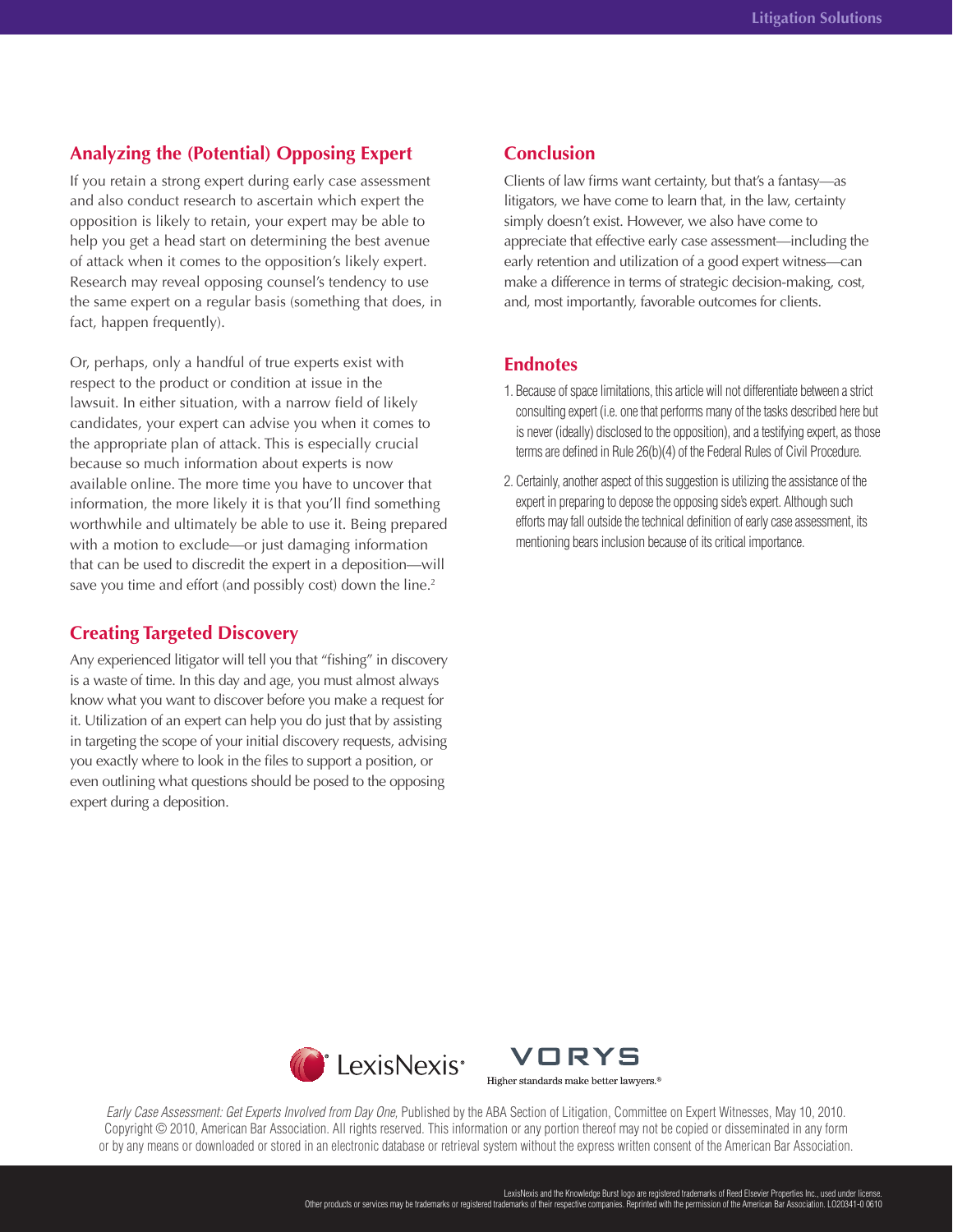## Analyzing the (Potential) Opposing Expert

If you retain a strong expert during early case assessment and also conduct research to ascertain which expert the opposition is likely to retain, your expert may be able to help you get a head start on determining the best avenue of attack when it comes to the opposition's likely expert. Research may reveal opposing counsel's tendency to use the same expert on a regular basis (something that does, in fact, happen frequently).

Or, perhaps, only a handful of true experts exist with respect to the product or condition at issue in the lawsuit. In either situation, with a narrow field of likely candidates, your expert can advise you when it comes to the appropriate plan of attack. This is especially crucial because so much information about experts is now available online. The more time you have to uncover that information, the more likely it is that you'll find something worthwhile and ultimately be able to use it. Being prepared with a motion to exclude—or just damaging information that can be used to discredit the expert in a deposition—will save you time and effort (and possibly cost) down the line.[2]

## Creating Targeted Discovery

Any experienced litigator will tell you that "fishing" in discovery is a waste of time. In this day and age, you must almost always know what you want to discover before you make a request for it. Utilization of an expert can help you do just that by assisting in targeting the scope of your initial discovery requests, advising you exactly where to look in the files to support a position, or even outlining what questions should be posed to the opposing expert during a deposition.

## Conclusion

Clients of law firms want certainty, but that's a fantasy—as litigators, we have come to learn that, in the law, certainty simply doesn't exist. However, we also have come to appreciate that effective early case assessment—including the early retention and utilization of a good expert witness—can make a difference in terms of strategic decision-making, cost, and, most importantly, favorable outcomes for clients.

## Endnotes

1. Because of space limitations, this article will not differentiate between a strict consulting expert (i.e. one that performs many of the tasks described here but is never (ideally) disclosed to the opposition), and a testifying expert, as those terms are defined in Rule 26(b)(4) of the Federal Rules of Civil Procedure.
2. Certainly, another aspect of this suggestion is utilizing the assistance of the expert in preparing to depose the opposing side's expert. Although such efforts may fall outside the technical definition of early case assessment, its mentioning bears inclusion because of its critical importance.

LexisNexis® VORYS Higher standards make better lawyers.®

*Early Case Assessment: Get Experts Involved from Day One*, Published by the ABA Section of Litigation, Committee on Expert Witnesses, May 10, 2010. Copyright © 2010, American Bar Association. All rights reserved. This information or any portion thereof may not be copied or disseminated in any form or by any means or downloaded or stored in an electronic database or retrieval system without the express written consent of the American Bar Association.

LexisNexis and the Knowledge Burst logo are registered trademarks of Reed Elsevier Properties Inc., used under license. Other products or services may be trademarks or registered trademarks of their respective companies. Reprinted with the permission of the American Bar Association. LO20341-0 0610